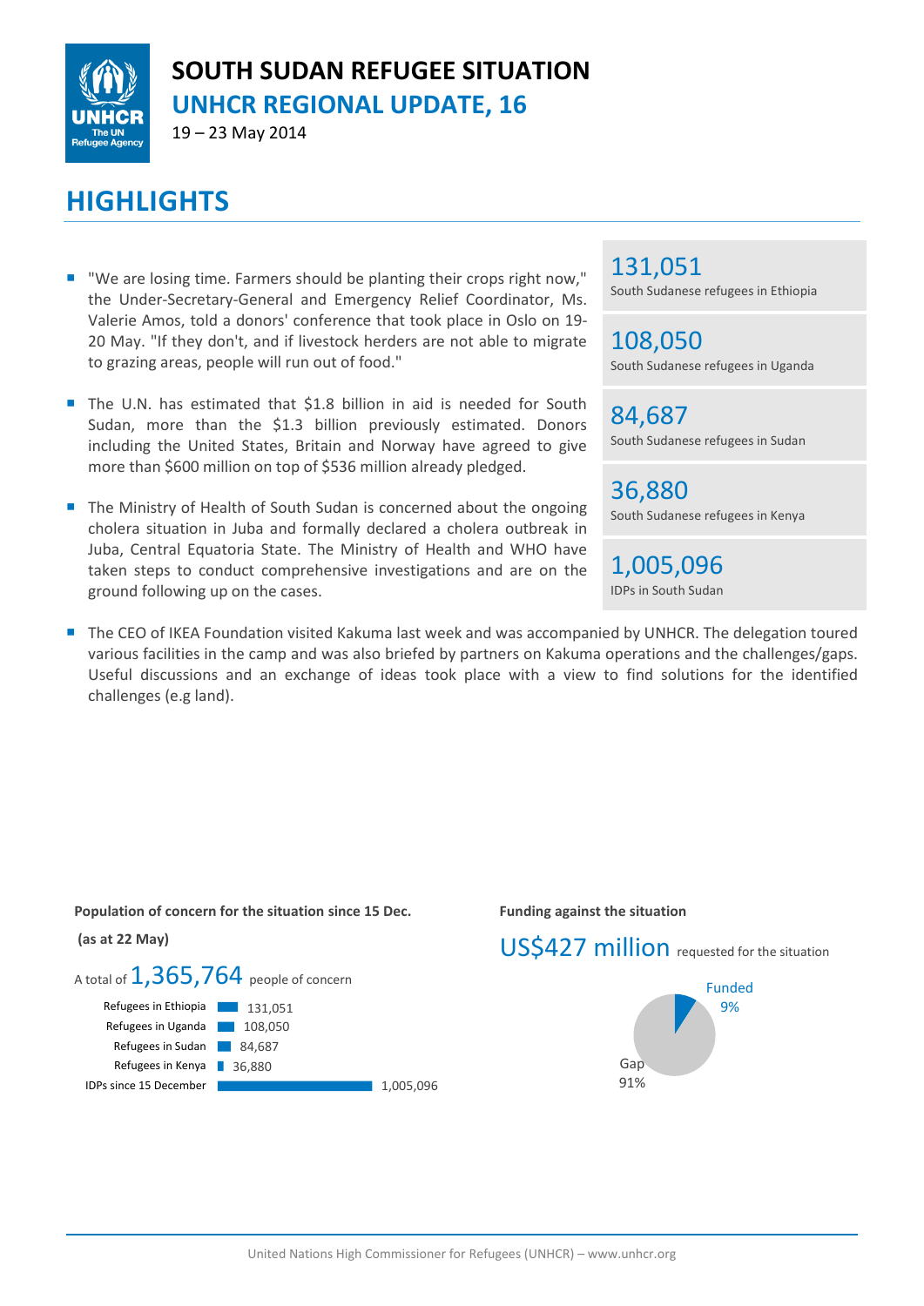# SOUTH SUDAN REFUGEE SITUATION

## UNHCR REGIONAL UPDATE, 16

19 – 23 May 2014

## HIGHLIGHTS

- "We are losing time. Farmers should be planting their crops right now," the Under-Secretary-General and Emergency Relief Coordinator, Ms. Valerie Amos, told a donors' conference that took place in Oslo on 19-20 May. "If they don't, and if livestock herders are not able to migrate to grazing areas, people will run out of food."
- The U.N. has estimated that $1.8 billion in aid is needed for South Sudan, more than the $1.3 billion previously estimated. Donors including the United States, Britain and Norway have agreed to give more than $600 million on top of $536 million already pledged.
- The Ministry of Health of South Sudan is concerned about the ongoing cholera situation in Juba and formally declared a cholera outbreak in Juba, Central Equatoria State. The Ministry of Health and WHO have taken steps to conduct comprehensive investigations and are on the ground following up on the cases.
- The CEO of IKEA Foundation visited Kakuma last week and was accompanied by UNHCR. The delegation toured various facilities in the camp and was also briefed by partners on Kakuma operations and the challenges/gaps. Useful discussions and an exchange of ideas took place with a view to find solutions for the identified challenges (e.g land).

**131,051**
South Sudanese refugees in Ethiopia

**108,050**
South Sudanese refugees in Uganda

**84,687**
South Sudanese refugees in Sudan

**36,880**
South Sudanese refugees in Kenya

**1,005,096**
IDPs in South Sudan

**Population of concern for the situation since 15 Dec.**

**(as at 22 May)**

A total of 1,365,764 people of concern

Refugees in Ethiopia 131,051
Refugees in Uganda 108,050
Refugees in Sudan 84,687
Refugees in Kenya 36,880
IDPs since 15 December 1,005,096

**Funding against the situation**

US$427 million requested for the situation

Funded 9%
Gap 91%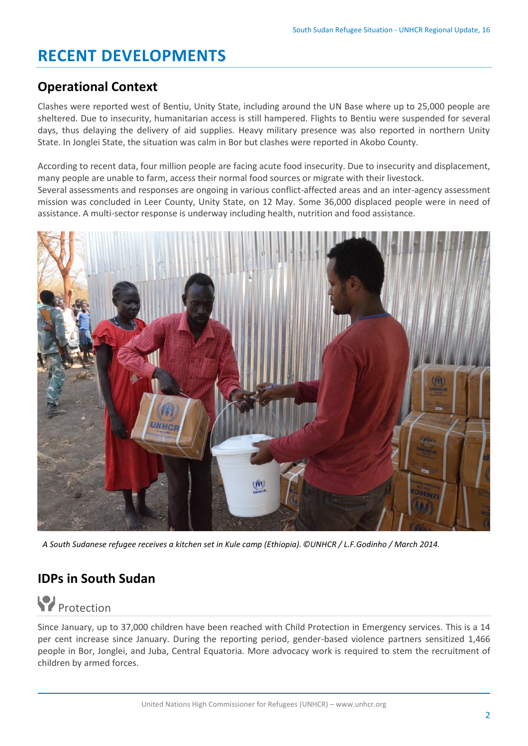# RECENT DEVELOPMENTS

## Operational Context

Clashes were reported west of Bentiu, Unity State, including around the UN Base where up to 25,000 people are sheltered. Due to insecurity, humanitarian access is still hampered. Flights to Bentiu were suspended for several days, thus delaying the delivery of aid supplies. Heavy military presence was also reported in northern Unity State. In Jonglei State, the situation was calm in Bor but clashes were reported in Akobo County.

According to recent data, four million people are facing acute food insecurity. Due to insecurity and displacement, many people are unable to farm, access their normal food sources or migrate with their livestock.
Several assessments and responses are ongoing in various conflict-affected areas and an inter-agency assessment mission was concluded in Leer County, Unity State, on 12 May. Some 36,000 displaced people were in need of assistance. A multi-sector response is underway including health, nutrition and food assistance.

*A South Sudanese refugee receives a kitchen set in Kule camp (Ethiopia). ©UNHCR / L.F.Godinho / March 2014.*

## IDPs in South Sudan

### Protection

Since January, up to 37,000 children have been reached with Child Protection in Emergency services. This is a 14 per cent increase since January. During the reporting period, gender-based violence partners sensitized 1,466 people in Bor, Jonglei, and Juba, Central Equatoria. More advocacy work is required to stem the recruitment of children by armed forces.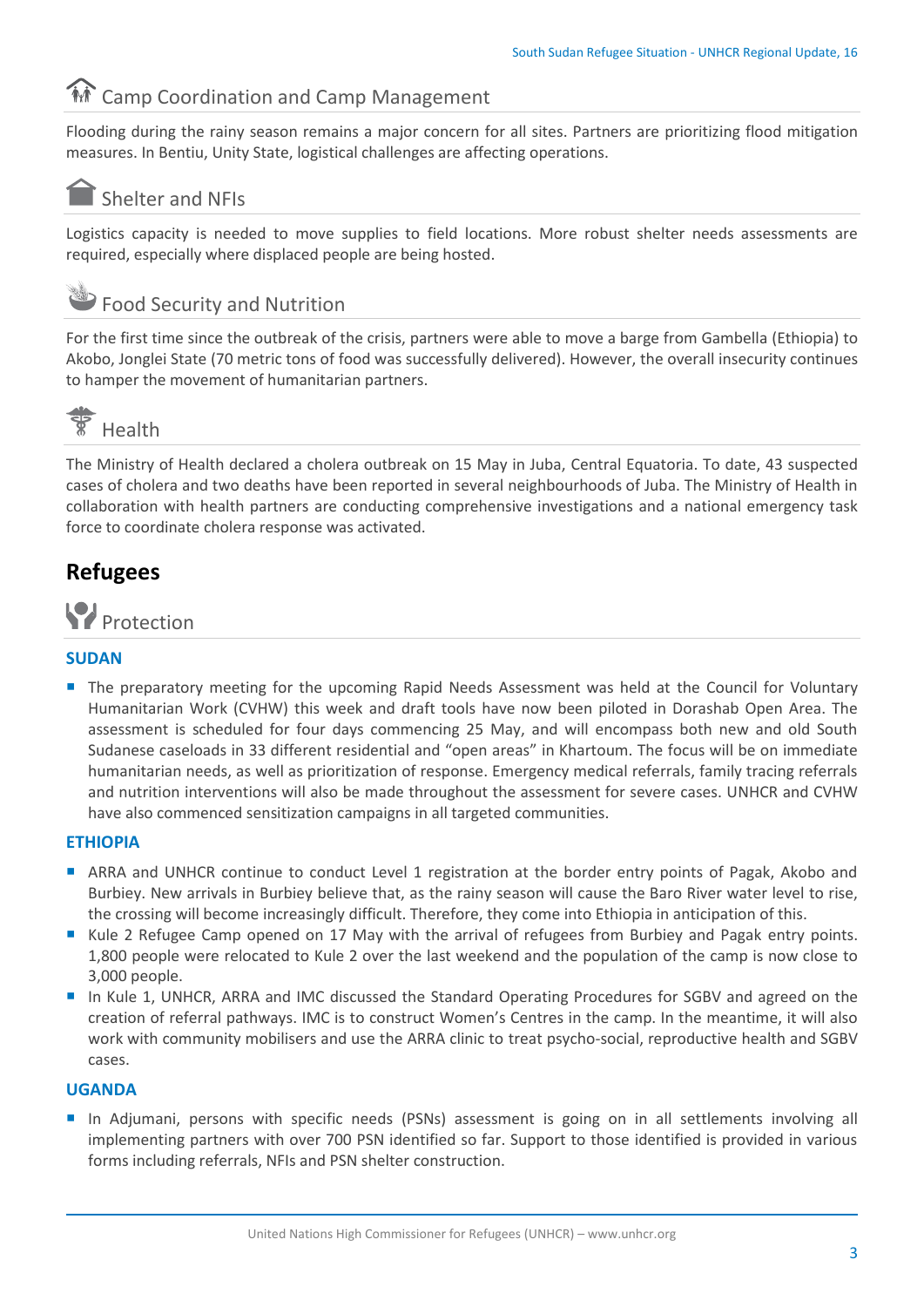## Camp Coordination and Camp Management

Flooding during the rainy season remains a major concern for all sites. Partners are prioritizing flood mitigation measures. In Bentiu, Unity State, logistical challenges are affecting operations.

## Shelter and NFIs

Logistics capacity is needed to move supplies to field locations. More robust shelter needs assessments are required, especially where displaced people are being hosted.

## Food Security and Nutrition

For the first time since the outbreak of the crisis, partners were able to move a barge from Gambella (Ethiopia) to Akobo, Jonglei State (70 metric tons of food was successfully delivered). However, the overall insecurity continues to hamper the movement of humanitarian partners.

## Health

The Ministry of Health declared a cholera outbreak on 15 May in Juba, Central Equatoria. To date, 43 suspected cases of cholera and two deaths have been reported in several neighbourhoods of Juba. The Ministry of Health in collaboration with health partners are conducting comprehensive investigations and a national emergency task force to coordinate cholera response was activated.

# Refugees

## Protection

### SUDAN

- The preparatory meeting for the upcoming Rapid Needs Assessment was held at the Council for Voluntary Humanitarian Work (CVHW) this week and draft tools have now been piloted in Dorashab Open Area. The assessment is scheduled for four days commencing 25 May, and will encompass both new and old South Sudanese caseloads in 33 different residential and "open areas" in Khartoum. The focus will be on immediate humanitarian needs, as well as prioritization of response. Emergency medical referrals, family tracing referrals and nutrition interventions will also be made throughout the assessment for severe cases. UNHCR and CVHW have also commenced sensitization campaigns in all targeted communities.

### ETHIOPIA

- ARRA and UNHCR continue to conduct Level 1 registration at the border entry points of Pagak, Akobo and Burbiey. New arrivals in Burbiey believe that, as the rainy season will cause the Baro River water level to rise, the crossing will become increasingly difficult. Therefore, they come into Ethiopia in anticipation of this.
- Kule 2 Refugee Camp opened on 17 May with the arrival of refugees from Burbiey and Pagak entry points. 1,800 people were relocated to Kule 2 over the last weekend and the population of the camp is now close to 3,000 people.
- In Kule 1, UNHCR, ARRA and IMC discussed the Standard Operating Procedures for SGBV and agreed on the creation of referral pathways. IMC is to construct Women's Centres in the camp. In the meantime, it will also work with community mobilisers and use the ARRA clinic to treat psycho-social, reproductive health and SGBV cases.

### UGANDA

- In Adjumani, persons with specific needs (PSNs) assessment is going on in all settlements involving all implementing partners with over 700 PSN identified so far. Support to those identified is provided in various forms including referrals, NFIs and PSN shelter construction.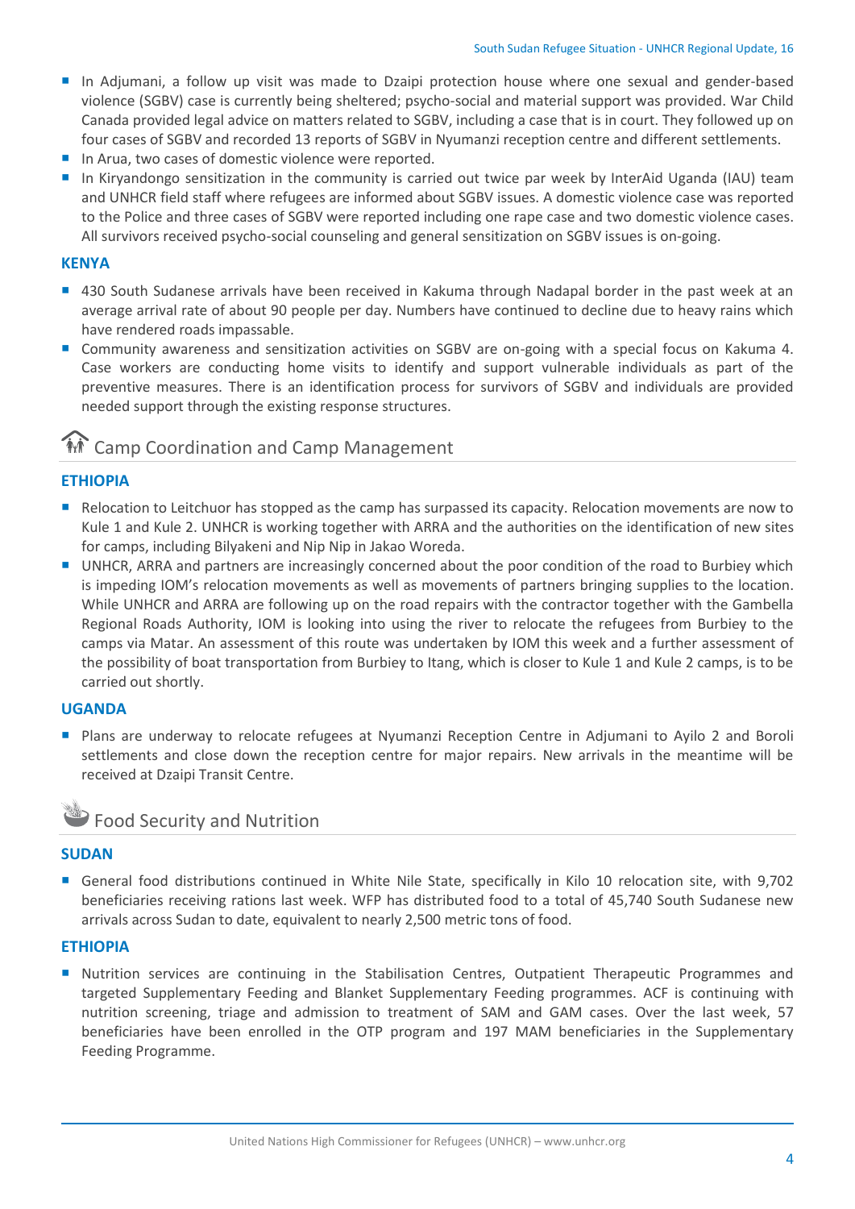- In Adjumani, a follow up visit was made to Dzaipi protection house where one sexual and gender-based violence (SGBV) case is currently being sheltered; psycho-social and material support was provided. War Child Canada provided legal advice on matters related to SGBV, including a case that is in court. They followed up on four cases of SGBV and recorded 13 reports of SGBV in Nyumanzi reception centre and different settlements.
- In Arua, two cases of domestic violence were reported.
- In Kiryandongo sensitization in the community is carried out twice par week by InterAid Uganda (IAU) team and UNHCR field staff where refugees are informed about SGBV issues. A domestic violence case was reported to the Police and three cases of SGBV were reported including one rape case and two domestic violence cases. All survivors received psycho-social counseling and general sensitization on SGBV issues is on-going.

### KENYA

- 430 South Sudanese arrivals have been received in Kakuma through Nadapal border in the past week at an average arrival rate of about 90 people per day. Numbers have continued to decline due to heavy rains which have rendered roads impassable.
- Community awareness and sensitization activities on SGBV are on-going with a special focus on Kakuma 4. Case workers are conducting home visits to identify and support vulnerable individuals as part of the preventive measures. There is an identification process for survivors of SGBV and individuals are provided needed support through the existing response structures.

## Camp Coordination and Camp Management

### ETHIOPIA

- Relocation to Leitchuor has stopped as the camp has surpassed its capacity. Relocation movements are now to Kule 1 and Kule 2. UNHCR is working together with ARRA and the authorities on the identification of new sites for camps, including Bilyakeni and Nip Nip in Jakao Woreda.
- UNHCR, ARRA and partners are increasingly concerned about the poor condition of the road to Burbiey which is impeding IOM's relocation movements as well as movements of partners bringing supplies to the location. While UNHCR and ARRA are following up on the road repairs with the contractor together with the Gambella Regional Roads Authority, IOM is looking into using the river to relocate the refugees from Burbiey to the camps via Matar. An assessment of this route was undertaken by IOM this week and a further assessment of the possibility of boat transportation from Burbiey to Itang, which is closer to Kule 1 and Kule 2 camps, is to be carried out shortly.

### UGANDA

- Plans are underway to relocate refugees at Nyumanzi Reception Centre in Adjumani to Ayilo 2 and Boroli settlements and close down the reception centre for major repairs. New arrivals in the meantime will be received at Dzaipi Transit Centre.

## Food Security and Nutrition

### SUDAN

- General food distributions continued in White Nile State, specifically in Kilo 10 relocation site, with 9,702 beneficiaries receiving rations last week. WFP has distributed food to a total of 45,740 South Sudanese new arrivals across Sudan to date, equivalent to nearly 2,500 metric tons of food.

### ETHIOPIA

- Nutrition services are continuing in the Stabilisation Centres, Outpatient Therapeutic Programmes and targeted Supplementary Feeding and Blanket Supplementary Feeding programmes. ACF is continuing with nutrition screening, triage and admission to treatment of SAM and GAM cases. Over the last week, 57 beneficiaries have been enrolled in the OTP program and 197 MAM beneficiaries in the Supplementary Feeding Programme.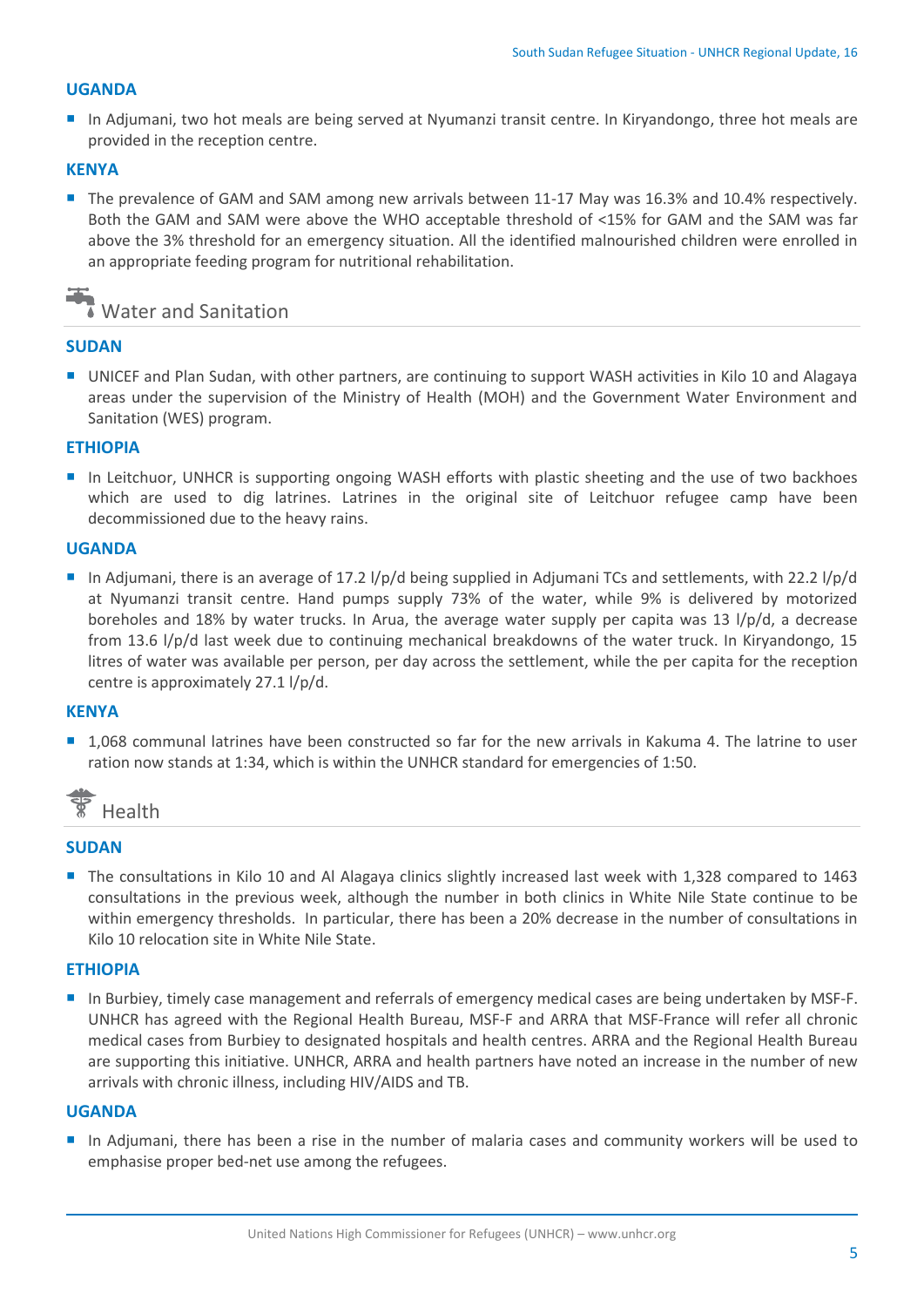### UGANDA

- In Adjumani, two hot meals are being served at Nyumanzi transit centre. In Kiryandongo, three hot meals are provided in the reception centre.

### KENYA

- The prevalence of GAM and SAM among new arrivals between 11-17 May was 16.3% and 10.4% respectively. Both the GAM and SAM were above the WHO acceptable threshold of <15% for GAM and the SAM was far above the 3% threshold for an emergency situation. All the identified malnourished children were enrolled in an appropriate feeding program for nutritional rehabilitation.

## Water and Sanitation

### SUDAN

- UNICEF and Plan Sudan, with other partners, are continuing to support WASH activities in Kilo 10 and Alagaya areas under the supervision of the Ministry of Health (MOH) and the Government Water Environment and Sanitation (WES) program.

### ETHIOPIA

- In Leitchuor, UNHCR is supporting ongoing WASH efforts with plastic sheeting and the use of two backhoes which are used to dig latrines. Latrines in the original site of Leitchuor refugee camp have been decommissioned due to the heavy rains.

### UGANDA

- In Adjumani, there is an average of 17.2 l/p/d being supplied in Adjumani TCs and settlements, with 22.2 l/p/d at Nyumanzi transit centre. Hand pumps supply 73% of the water, while 9% is delivered by motorized boreholes and 18% by water trucks. In Arua, the average water supply per capita was 13 l/p/d, a decrease from 13.6 l/p/d last week due to continuing mechanical breakdowns of the water truck. In Kiryandongo, 15 litres of water was available per person, per day across the settlement, while the per capita for the reception centre is approximately 27.1 l/p/d.

### KENYA

- 1,068 communal latrines have been constructed so far for the new arrivals in Kakuma 4. The latrine to user ration now stands at 1:34, which is within the UNHCR standard for emergencies of 1:50.

## Health

### SUDAN

- The consultations in Kilo 10 and Al Alagaya clinics slightly increased last week with 1,328 compared to 1463 consultations in the previous week, although the number in both clinics in White Nile State continue to be within emergency thresholds. In particular, there has been a 20% decrease in the number of consultations in Kilo 10 relocation site in White Nile State.

### ETHIOPIA

- In Burbiey, timely case management and referrals of emergency medical cases are being undertaken by MSF-F. UNHCR has agreed with the Regional Health Bureau, MSF-F and ARRA that MSF-France will refer all chronic medical cases from Burbiey to designated hospitals and health centres. ARRA and the Regional Health Bureau are supporting this initiative. UNHCR, ARRA and health partners have noted an increase in the number of new arrivals with chronic illness, including HIV/AIDS and TB.

### UGANDA

- In Adjumani, there has been a rise in the number of malaria cases and community workers will be used to emphasise proper bed-net use among the refugees.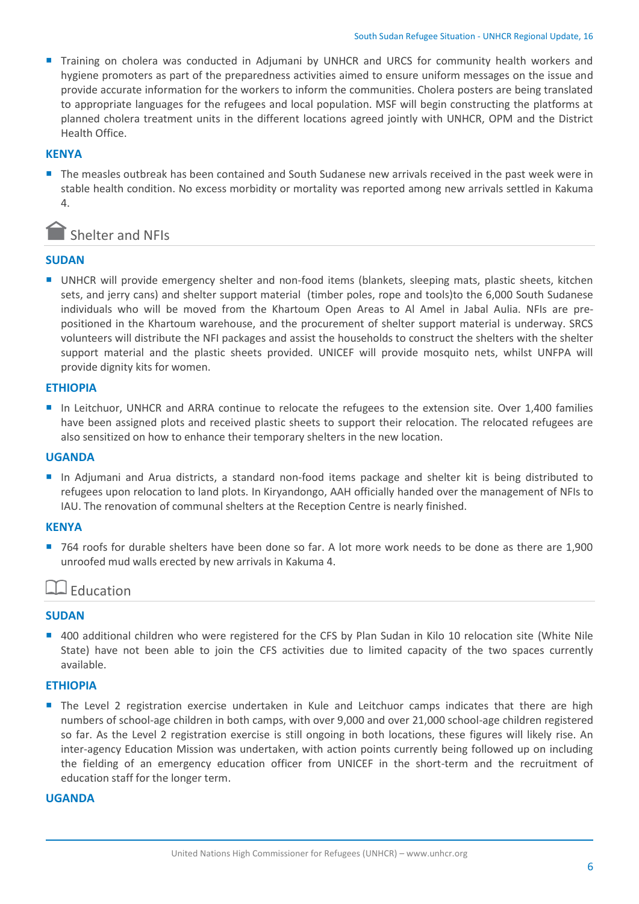- Training on cholera was conducted in Adjumani by UNHCR and URCS for community health workers and hygiene promoters as part of the preparedness activities aimed to ensure uniform messages on the issue and provide accurate information for the workers to inform the communities. Cholera posters are being translated to appropriate languages for the refugees and local population. MSF will begin constructing the platforms at planned cholera treatment units in the different locations agreed jointly with UNHCR, OPM and the District Health Office.

### KENYA

- The measles outbreak has been contained and South Sudanese new arrivals received in the past week were in stable health condition. No excess morbidity or mortality was reported among new arrivals settled in Kakuma 4.

## Shelter and NFIs

### SUDAN

- UNHCR will provide emergency shelter and non-food items (blankets, sleeping mats, plastic sheets, kitchen sets, and jerry cans) and shelter support material (timber poles, rope and tools)to the 6,000 South Sudanese individuals who will be moved from the Khartoum Open Areas to Al Amel in Jabal Aulia. NFIs are pre-positioned in the Khartoum warehouse, and the procurement of shelter support material is underway. SRCS volunteers will distribute the NFI packages and assist the households to construct the shelters with the shelter support material and the plastic sheets provided. UNICEF will provide mosquito nets, whilst UNFPA will provide dignity kits for women.

### ETHIOPIA

- In Leitchuor, UNHCR and ARRA continue to relocate the refugees to the extension site. Over 1,400 families have been assigned plots and received plastic sheets to support their relocation. The relocated refugees are also sensitized on how to enhance their temporary shelters in the new location.

### UGANDA

- In Adjumani and Arua districts, a standard non-food items package and shelter kit is being distributed to refugees upon relocation to land plots. In Kiryandongo, AAH officially handed over the management of NFIs to IAU. The renovation of communal shelters at the Reception Centre is nearly finished.

### KENYA

- 764 roofs for durable shelters have been done so far. A lot more work needs to be done as there are 1,900 unroofed mud walls erected by new arrivals in Kakuma 4.

## Education

### SUDAN

- 400 additional children who were registered for the CFS by Plan Sudan in Kilo 10 relocation site (White Nile State) have not been able to join the CFS activities due to limited capacity of the two spaces currently available.

### ETHIOPIA

- The Level 2 registration exercise undertaken in Kule and Leitchuor camps indicates that there are high numbers of school-age children in both camps, with over 9,000 and over 21,000 school-age children registered so far. As the Level 2 registration exercise is still ongoing in both locations, these figures will likely rise. An inter-agency Education Mission was undertaken, with action points currently being followed up on including the fielding of an emergency education officer from UNICEF in the short-term and the recruitment of education staff for the longer term.

### UGANDA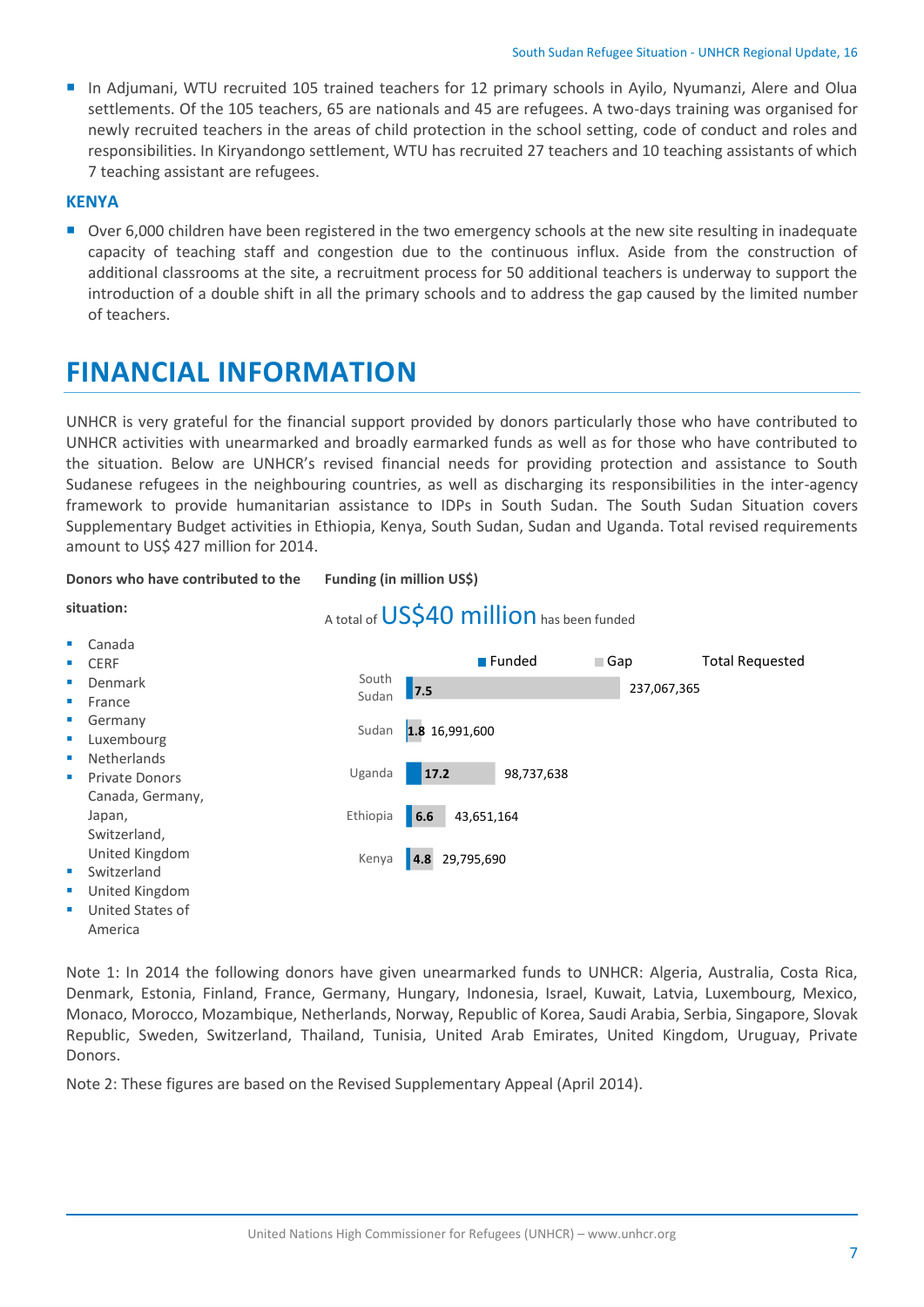- In Adjumani, WTU recruited 105 trained teachers for 12 primary schools in Ayilo, Nyumanzi, Alere and Olua settlements. Of the 105 teachers, 65 are nationals and 45 are refugees. A two-days training was organised for newly recruited teachers in the areas of child protection in the school setting, code of conduct and roles and responsibilities. In Kiryandongo settlement, WTU has recruited 27 teachers and 10 teaching assistants of which 7 teaching assistant are refugees.

### KENYA

- Over 6,000 children have been registered in the two emergency schools at the new site resulting in inadequate capacity of teaching staff and congestion due to the continuous influx. Aside from the construction of additional classrooms at the site, a recruitment process for 50 additional teachers is underway to support the introduction of a double shift in all the primary schools and to address the gap caused by the limited number of teachers.

# FINANCIAL INFORMATION

UNHCR is very grateful for the financial support provided by donors particularly those who have contributed to UNHCR activities with unearmarked and broadly earmarked funds as well as for those who have contributed to the situation. Below are UNHCR's revised financial needs for providing protection and assistance to South Sudanese refugees in the neighbouring countries, as well as discharging its responsibilities in the inter-agency framework to provide humanitarian assistance to IDPs in South Sudan. The South Sudan Situation covers Supplementary Budget activities in Ethiopia, Kenya, South Sudan, Sudan and Uganda. Total revised requirements amount to US$ 427 million for 2014.

**Donors who have contributed to the situation:**

- Canada
- CERF
- Denmark
- France
- Germany
- Luxembourg
- Netherlands
- Private Donors Canada, Germany, Japan, Switzerland, United Kingdom
- Switzerland
- United Kingdom
- United States of America

**Funding (in million US$)**

A total of US$40 million has been funded

Funded
Gap
Total Requested

South Sudan 7.5 237,067,365
Sudan 1.8 16,991,600
Uganda 17.2 98,737,638
Ethiopia 6.6 43,651,164
Kenya 4.8 29,795,690

Note 1: In 2014 the following donors have given unearmarked funds to UNHCR: Algeria, Australia, Costa Rica, Denmark, Estonia, Finland, France, Germany, Hungary, Indonesia, Israel, Kuwait, Latvia, Luxembourg, Mexico, Monaco, Morocco, Mozambique, Netherlands, Norway, Republic of Korea, Saudi Arabia, Serbia, Singapore, Slovak Republic, Sweden, Switzerland, Thailand, Tunisia, United Arab Emirates, United Kingdom, Uruguay, Private Donors.

Note 2: These figures are based on the Revised Supplementary Appeal (April 2014).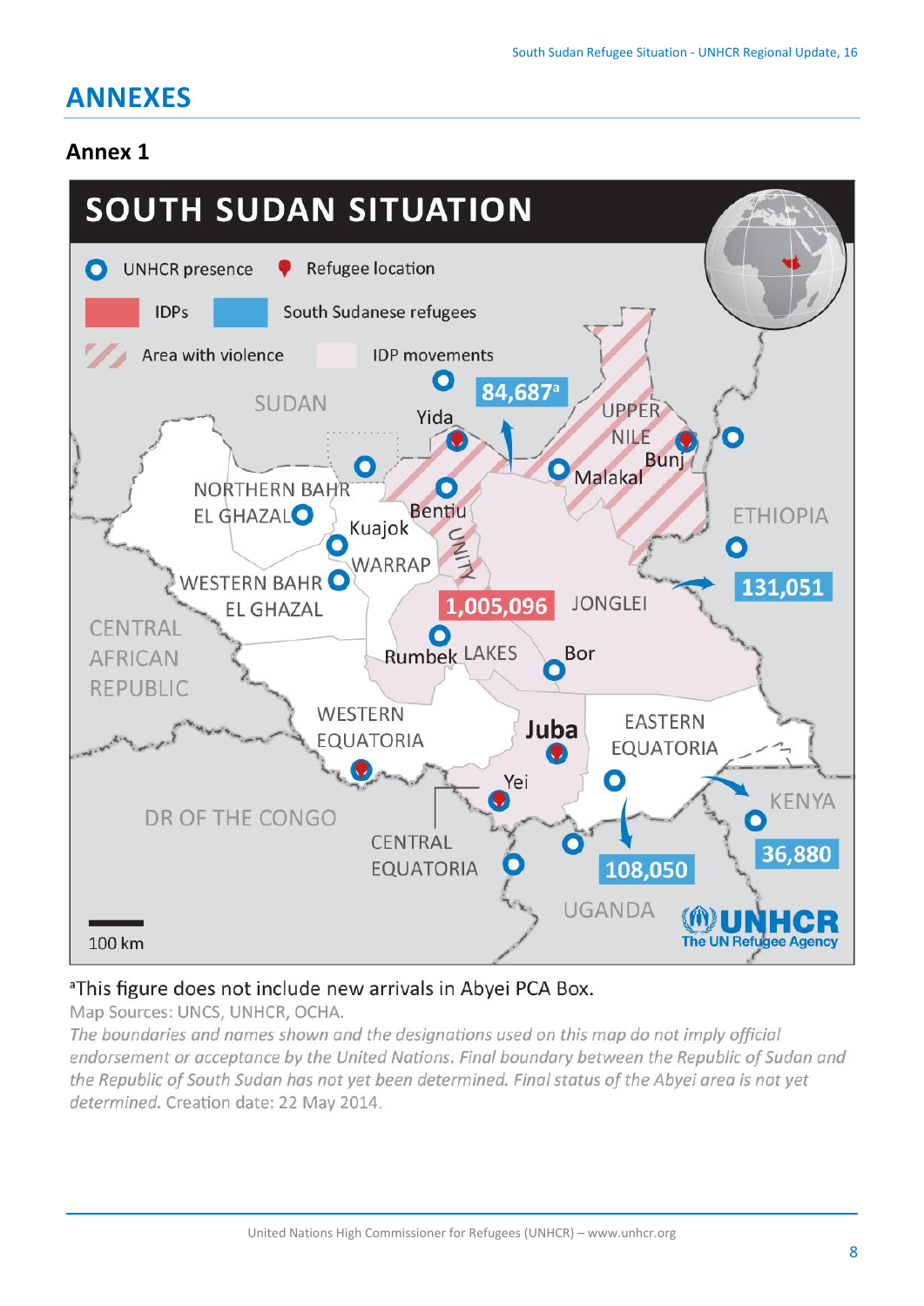# ANNEXES

## Annex 1

SOUTH SUDAN SITUATION

UNHCR presence
Refugee location
IDPs
South Sudanese refugees
Area with violence
IDP movements

SUDAN
Yida
84,687[a]
UPPER NILE
Bunj
Malakal
NORTHERN BAHR EL GHAZAL
Kuajok
Bentiu
UNITY
ETHIOPIA
WARRAP
WESTERN BAHR EL GHAZAL
1,005,096
JONGLEI
131,051
CENTRAL AFRICAN REPUBLIC
Rumbek
LAKES
Bor
WESTERN EQUATORIA
Juba
EASTERN EQUATORIA
Yei
KENYA
DR OF THE CONGO
CENTRAL EQUATORIA
108,050
36,880
UGANDA
100 km
UNHCR The UN Refugee Agency

[a]This figure does not include new arrivals in Abyei PCA Box.

Map Sources: UNCS, UNHCR, OCHA.

*The boundaries and names shown and the designations used on this map do not imply official endorsement or acceptance by the United Nations. Final boundary between the Republic of Sudan and the Republic of South Sudan has not yet been determined. Final status of the Abyei area is not yet determined.* Creation date: 22 May 2014.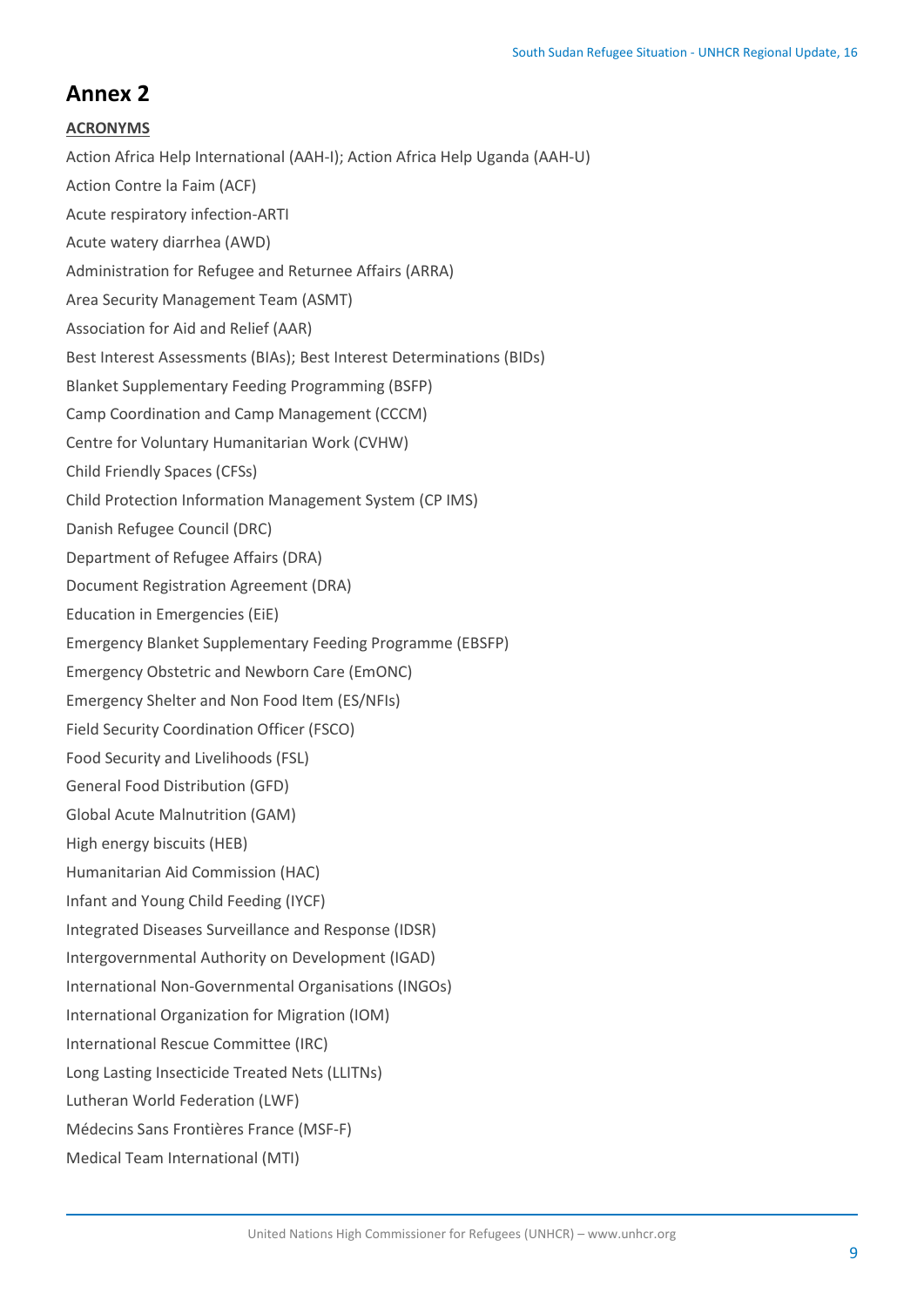# Annex 2

**ACRONYMS**

Action Africa Help International (AAH-I); Action Africa Help Uganda (AAH-U)

Action Contre la Faim (ACF)

Acute respiratory infection-ARTI

Acute watery diarrhea (AWD)

Administration for Refugee and Returnee Affairs (ARRA)

Area Security Management Team (ASMT)

Association for Aid and Relief (AAR)

Best Interest Assessments (BIAs); Best Interest Determinations (BIDs)

Blanket Supplementary Feeding Programming (BSFP)

Camp Coordination and Camp Management (CCCM)

Centre for Voluntary Humanitarian Work (CVHW)

Child Friendly Spaces (CFSs)

Child Protection Information Management System (CP IMS)

Danish Refugee Council (DRC)

Department of Refugee Affairs (DRA)

Document Registration Agreement (DRA)

Education in Emergencies (EiE)

Emergency Blanket Supplementary Feeding Programme (EBSFP)

Emergency Obstetric and Newborn Care (EmONC)

Emergency Shelter and Non Food Item (ES/NFIs)

Field Security Coordination Officer (FSCO)

Food Security and Livelihoods (FSL)

General Food Distribution (GFD)

Global Acute Malnutrition (GAM)

High energy biscuits (HEB)

Humanitarian Aid Commission (HAC)

Infant and Young Child Feeding (IYCF)

Integrated Diseases Surveillance and Response (IDSR)

Intergovernmental Authority on Development (IGAD)

International Non-Governmental Organisations (INGOs)

International Organization for Migration (IOM)

International Rescue Committee (IRC)

Long Lasting Insecticide Treated Nets (LLITNs)

Lutheran World Federation (LWF)

Médecins Sans Frontières France (MSF-F)

Medical Team International (MTI)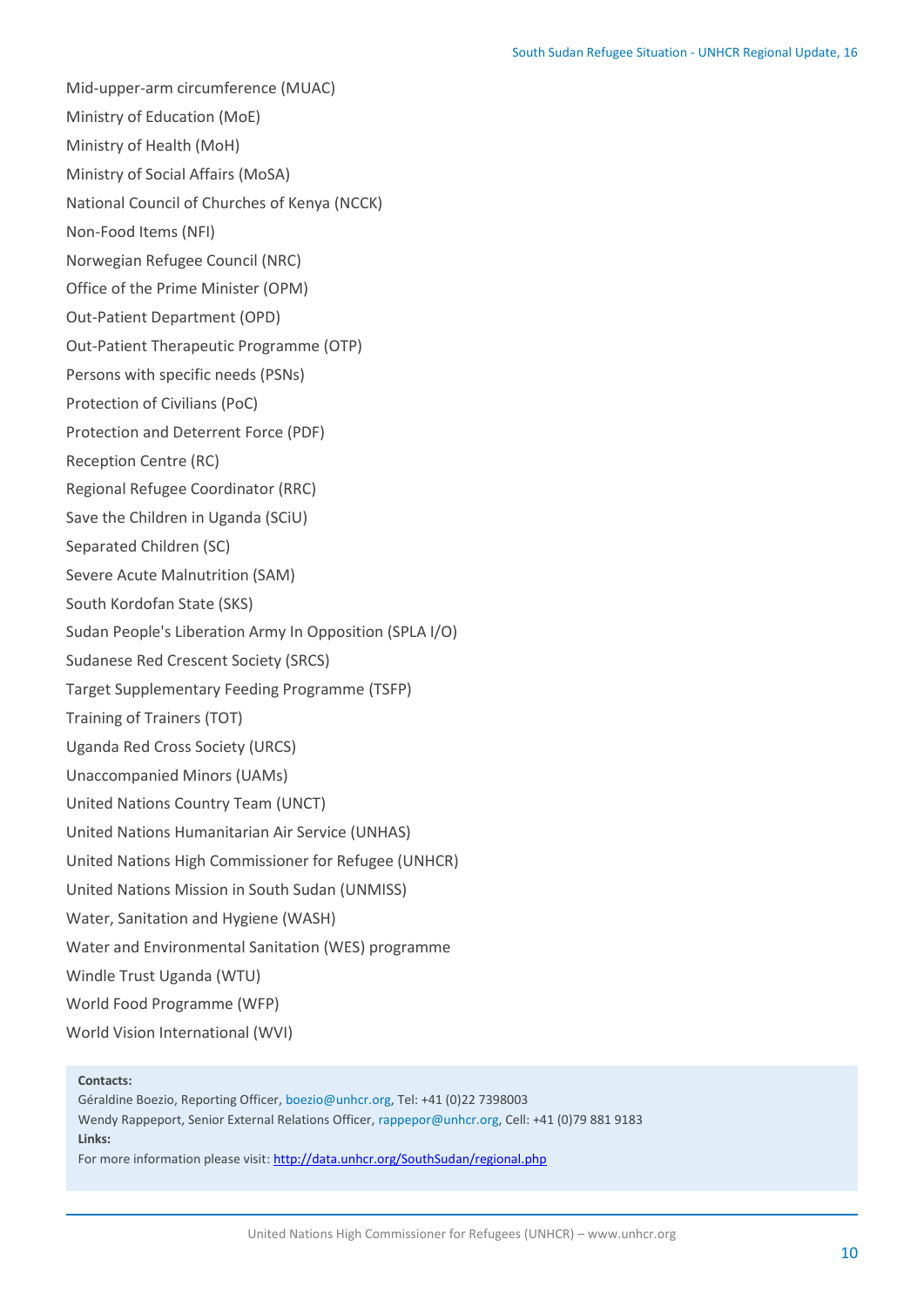Mid-upper-arm circumference (MUAC)

Ministry of Education (MoE)

Ministry of Health (MoH)

Ministry of Social Affairs (MoSA)

National Council of Churches of Kenya (NCCK)

Non-Food Items (NFI)

Norwegian Refugee Council (NRC)

Office of the Prime Minister (OPM)

Out-Patient Department (OPD)

Out-Patient Therapeutic Programme (OTP)

Persons with specific needs (PSNs)

Protection of Civilians (PoC)

Protection and Deterrent Force (PDF)

Reception Centre (RC)

Regional Refugee Coordinator (RRC)

Save the Children in Uganda (SCiU)

Separated Children (SC)

Severe Acute Malnutrition (SAM)

South Kordofan State (SKS)

Sudan People's Liberation Army In Opposition (SPLA I/O)

Sudanese Red Crescent Society (SRCS)

Target Supplementary Feeding Programme (TSFP)

Training of Trainers (TOT)

Uganda Red Cross Society (URCS)

Unaccompanied Minors (UAMs)

United Nations Country Team (UNCT)

United Nations Humanitarian Air Service (UNHAS)

United Nations High Commissioner for Refugee (UNHCR)

United Nations Mission in South Sudan (UNMISS)

Water, Sanitation and Hygiene (WASH)

Water and Environmental Sanitation (WES) programme

Windle Trust Uganda (WTU)

World Food Programme (WFP)

World Vision International (WVI)

**Contacts:**

Géraldine Boezio, Reporting Officer, boezio@unhcr.org, Tel: +41 (0)22 7398003

Wendy Rappeport, Senior External Relations Officer, rappepor@unhcr.org, Cell: +41 (0)79 881 9183

**Links:**

For more information please visit: http://data.unhcr.org/SouthSudan/regional.php